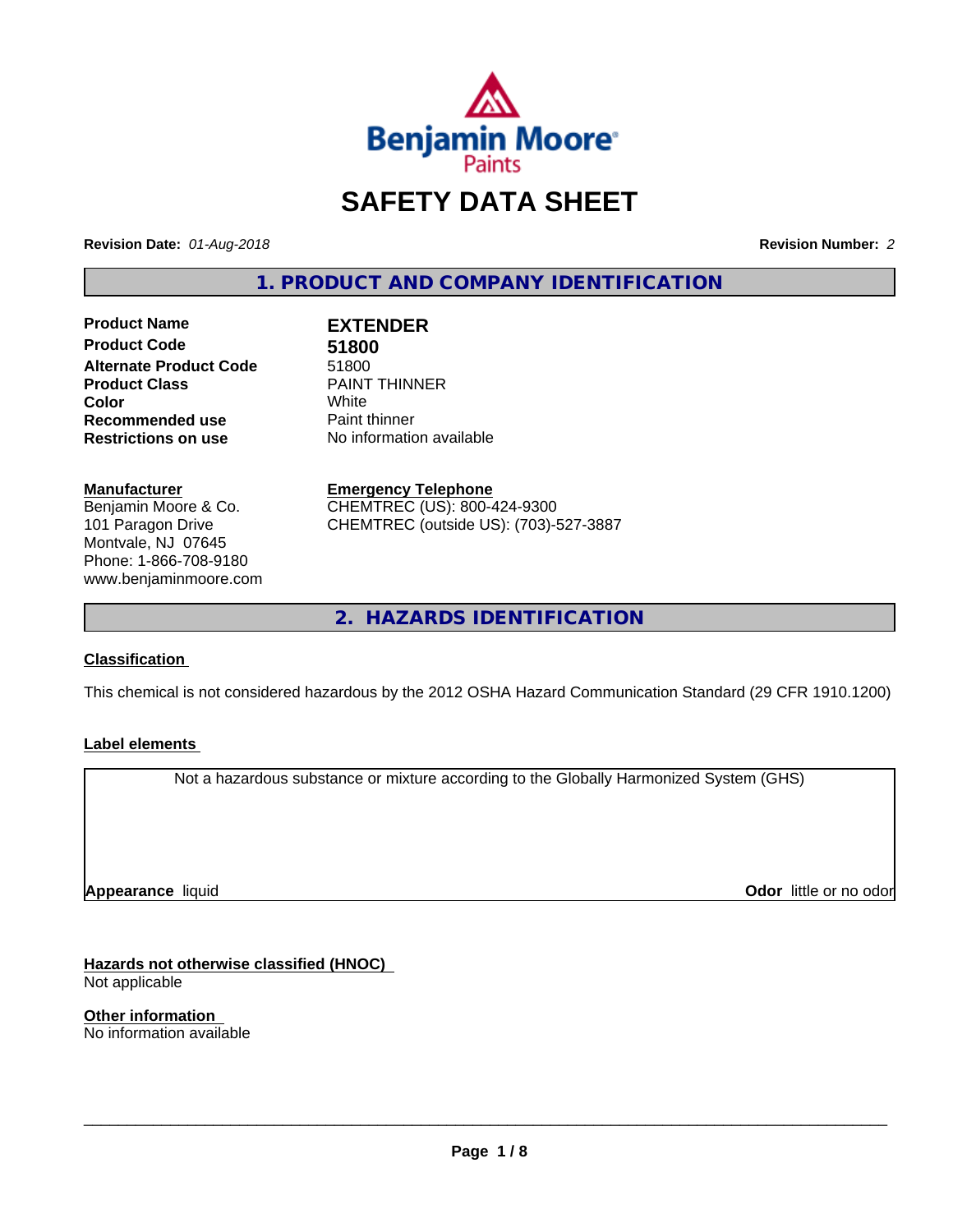Benjamin Moore Paints

# SAFETY DATA SHEET

**Revision Date:** *01-Aug-2018* **Revision Number:** *2*

## 1. PRODUCT AND COMPANY IDENTIFICATION

| | |
|---|---|
| **Product Name** | **EXTENDER** |
| **Product Code** | **51800** |
| **Alternate Product Code** | 51800 |
| **Product Class** | PAINT THINNER |
| **Color** | White |
| **Recommended use** | Paint thinner |
| **Restrictions on use** | No information available |

**Manufacturer**
Benjamin Moore & Co.
101 Paragon Drive
Montvale, NJ 07645
Phone: 1-866-708-9180
www.benjaminmoore.com

**Emergency Telephone**
CHEMTREC (US): 800-424-9300
CHEMTREC (outside US): (703)-527-3887

## 2. HAZARDS IDENTIFICATION

**Classification**

This chemical is not considered hazardous by the 2012 OSHA Hazard Communication Standard (29 CFR 1910.1200)

**Label elements**

Not a hazardous substance or mixture according to the Globally Harmonized System (GHS)

**Appearance** liquid **Odor** little or no odor

**Hazards not otherwise classified (HNOC)**
Not applicable

**Other information**
No information available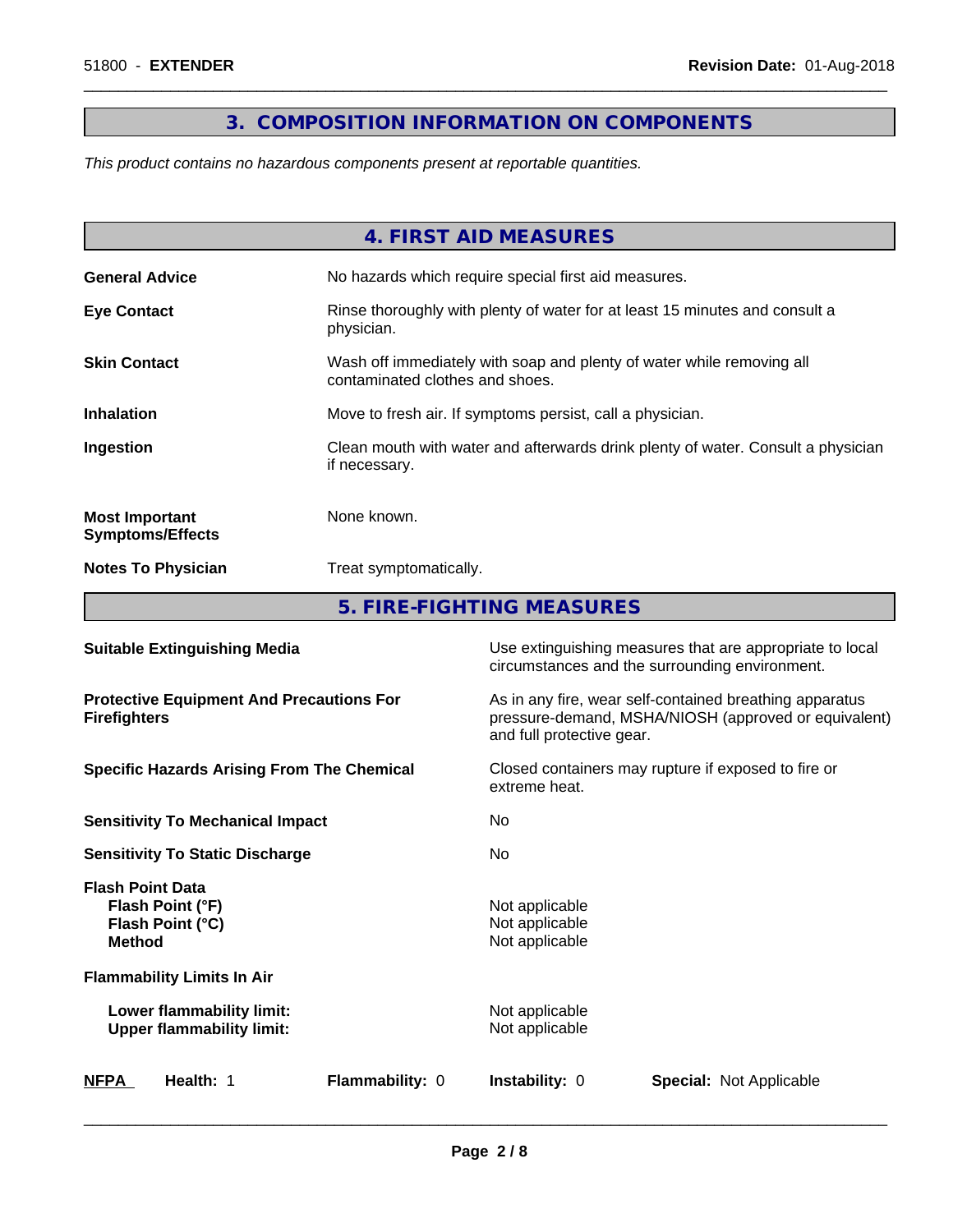## 3. COMPOSITION INFORMATION ON COMPONENTS

*This product contains no hazardous components present at reportable quantities.*

## 4. FIRST AID MEASURES

| | |
|---|---|
| **General Advice** | No hazards which require special first aid measures. |
| **Eye Contact** | Rinse thoroughly with plenty of water for at least 15 minutes and consult a physician. |
| **Skin Contact** | Wash off immediately with soap and plenty of water while removing all contaminated clothes and shoes. |
| **Inhalation** | Move to fresh air. If symptoms persist, call a physician. |
| **Ingestion** | Clean mouth with water and afterwards drink plenty of water. Consult a physician if necessary. |
| **Most Important Symptoms/Effects** | None known. |
| **Notes To Physician** | Treat symptomatically. |

## 5. FIRE-FIGHTING MEASURES

| | |
|---|---|
| **Suitable Extinguishing Media** | Use extinguishing measures that are appropriate to local circumstances and the surrounding environment. |
| **Protective Equipment And Precautions For Firefighters** | As in any fire, wear self-contained breathing apparatus pressure-demand, MSHA/NIOSH (approved or equivalent) and full protective gear. |
| **Specific Hazards Arising From The Chemical** | Closed containers may rupture if exposed to fire or extreme heat. |
| **Sensitivity To Mechanical Impact** | No |
| **Sensitivity To Static Discharge** | No |
| **Flash Point Data** | |
| **Flash Point (°F)** | Not applicable |
| **Flash Point (°C)** | Not applicable |
| **Method** | Not applicable |
| **Flammability Limits In Air** | |
| **Lower flammability limit:** | Not applicable |
| **Upper flammability limit:** | Not applicable |

**NFPA** **Health:** 1 **Flammability:** 0 **Instability:** 0 **Special:** Not Applicable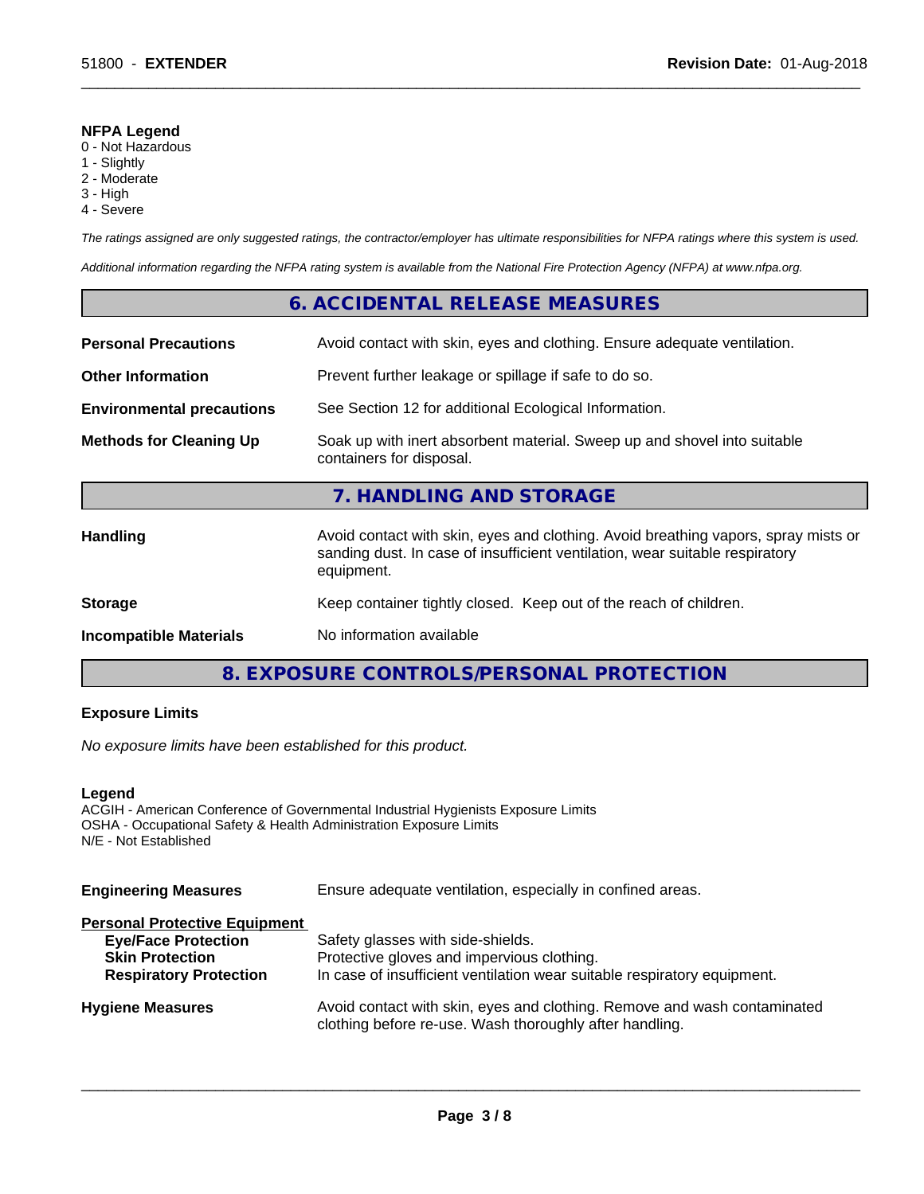**NFPA Legend**
0 - Not Hazardous
1 - Slightly
2 - Moderate
3 - High
4 - Severe

*The ratings assigned are only suggested ratings, the contractor/employer has ultimate responsibilities for NFPA ratings where this system is used.*

*Additional information regarding the NFPA rating system is available from the National Fire Protection Agency (NFPA) at www.nfpa.org.*

## 6. ACCIDENTAL RELEASE MEASURES

| | |
|---|---|
| **Personal Precautions** | Avoid contact with skin, eyes and clothing. Ensure adequate ventilation. |
| **Other Information** | Prevent further leakage or spillage if safe to do so. |
| **Environmental precautions** | See Section 12 for additional Ecological Information. |
| **Methods for Cleaning Up** | Soak up with inert absorbent material. Sweep up and shovel into suitable containers for disposal. |

## 7. HANDLING AND STORAGE

| | |
|---|---|
| **Handling** | Avoid contact with skin, eyes and clothing. Avoid breathing vapors, spray mists or sanding dust. In case of insufficient ventilation, wear suitable respiratory equipment. |
| **Storage** | Keep container tightly closed. Keep out of the reach of children. |
| **Incompatible Materials** | No information available |

## 8. EXPOSURE CONTROLS/PERSONAL PROTECTION

**Exposure Limits**

*No exposure limits have been established for this product.*

**Legend**
ACGIH - American Conference of Governmental Industrial Hygienists Exposure Limits
OSHA - Occupational Safety & Health Administration Exposure Limits
N/E - Not Established

| | |
|---|---|
| **Engineering Measures** | Ensure adequate ventilation, especially in confined areas. |

**Personal Protective Equipment**

| | |
|---|---|
| **Eye/Face Protection** | Safety glasses with side-shields. |
| **Skin Protection** | Protective gloves and impervious clothing. |
| **Respiratory Protection** | In case of insufficient ventilation wear suitable respiratory equipment. |
| **Hygiene Measures** | Avoid contact with skin, eyes and clothing. Remove and wash contaminated clothing before re-use. Wash thoroughly after handling. |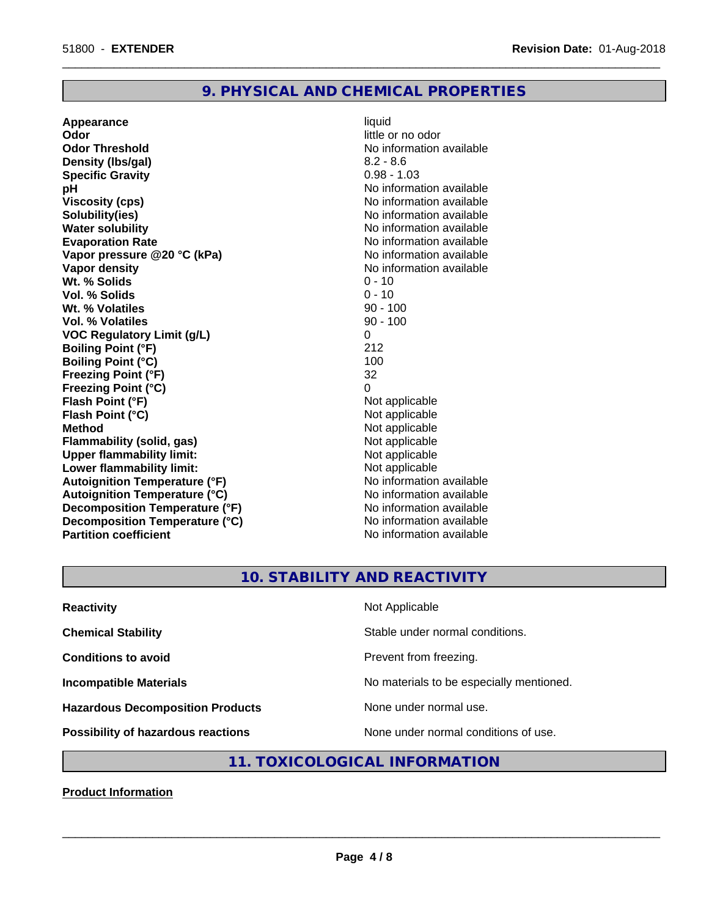## 9. PHYSICAL AND CHEMICAL PROPERTIES

| | |
|---|---|
| **Appearance** | liquid |
| **Odor** | little or no odor |
| **Odor Threshold** | No information available |
| **Density (lbs/gal)** | 8.2 - 8.6 |
| **Specific Gravity** | 0.98 - 1.03 |
| **pH** | No information available |
| **Viscosity (cps)** | No information available |
| **Solubility(ies)** | No information available |
| **Water solubility** | No information available |
| **Evaporation Rate** | No information available |
| **Vapor pressure @20 °C (kPa)** | No information available |
| **Vapor density** | No information available |
| **Wt. % Solids** | 0 - 10 |
| **Vol. % Solids** | 0 - 10 |
| **Wt. % Volatiles** | 90 - 100 |
| **Vol. % Volatiles** | 90 - 100 |
| **VOC Regulatory Limit (g/L)** | 0 |
| **Boiling Point (°F)** | 212 |
| **Boiling Point (°C)** | 100 |
| **Freezing Point (°F)** | 32 |
| **Freezing Point (°C)** | 0 |
| **Flash Point (°F)** | Not applicable |
| **Flash Point (°C)** | Not applicable |
| **Method** | Not applicable |
| **Flammability (solid, gas)** | Not applicable |
| **Upper flammability limit:** | Not applicable |
| **Lower flammability limit:** | Not applicable |
| **Autoignition Temperature (°F)** | No information available |
| **Autoignition Temperature (°C)** | No information available |
| **Decomposition Temperature (°F)** | No information available |
| **Decomposition Temperature (°C)** | No information available |
| **Partition coefficient** | No information available |

## 10. STABILITY AND REACTIVITY

| | |
|---|---|
| **Reactivity** | Not Applicable |
| **Chemical Stability** | Stable under normal conditions. |
| **Conditions to avoid** | Prevent from freezing. |
| **Incompatible Materials** | No materials to be especially mentioned. |
| **Hazardous Decomposition Products** | None under normal use. |
| **Possibility of hazardous reactions** | None under normal conditions of use. |

## 11. TOXICOLOGICAL INFORMATION

**Product Information**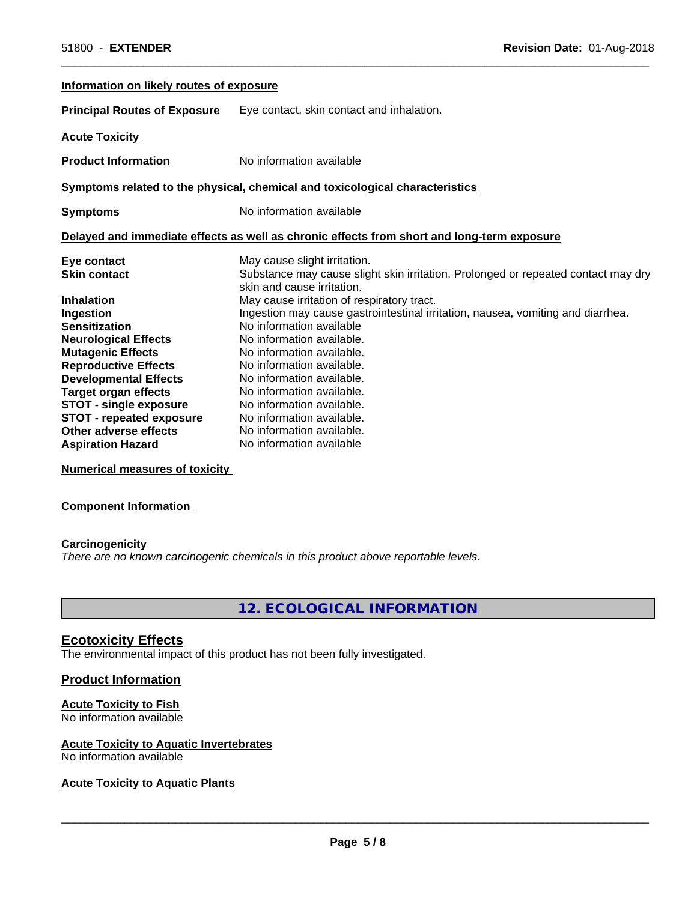**Information on likely routes of exposure**

**Principal Routes of Exposure** Eye contact, skin contact and inhalation.

**Acute Toxicity**

**Product Information** No information available

**Symptoms related to the physical, chemical and toxicological characteristics**

**Symptoms** No information available

**Delayed and immediate effects as well as chronic effects from short and long-term exposure**

| | |
|---|---|
| **Eye contact** | May cause slight irritation. |
| **Skin contact** | Substance may cause slight skin irritation. Prolonged or repeated contact may dry skin and cause irritation. |
| **Inhalation** | May cause irritation of respiratory tract. |
| **Ingestion** | Ingestion may cause gastrointestinal irritation, nausea, vomiting and diarrhea. |
| **Sensitization** | No information available |
| **Neurological Effects** | No information available. |
| **Mutagenic Effects** | No information available. |
| **Reproductive Effects** | No information available. |
| **Developmental Effects** | No information available. |
| **Target organ effects** | No information available. |
| **STOT - single exposure** | No information available. |
| **STOT - repeated exposure** | No information available. |
| **Other adverse effects** | No information available. |
| **Aspiration Hazard** | No information available |

**Numerical measures of toxicity**

**Component Information**

**Carcinogenicity**

*There are no known carcinogenic chemicals in this product above reportable levels.*

## 12. ECOLOGICAL INFORMATION

### Ecotoxicity Effects

The environmental impact of this product has not been fully investigated.

### Product Information

**Acute Toxicity to Fish**

No information available

**Acute Toxicity to Aquatic Invertebrates**

No information available

**Acute Toxicity to Aquatic Plants**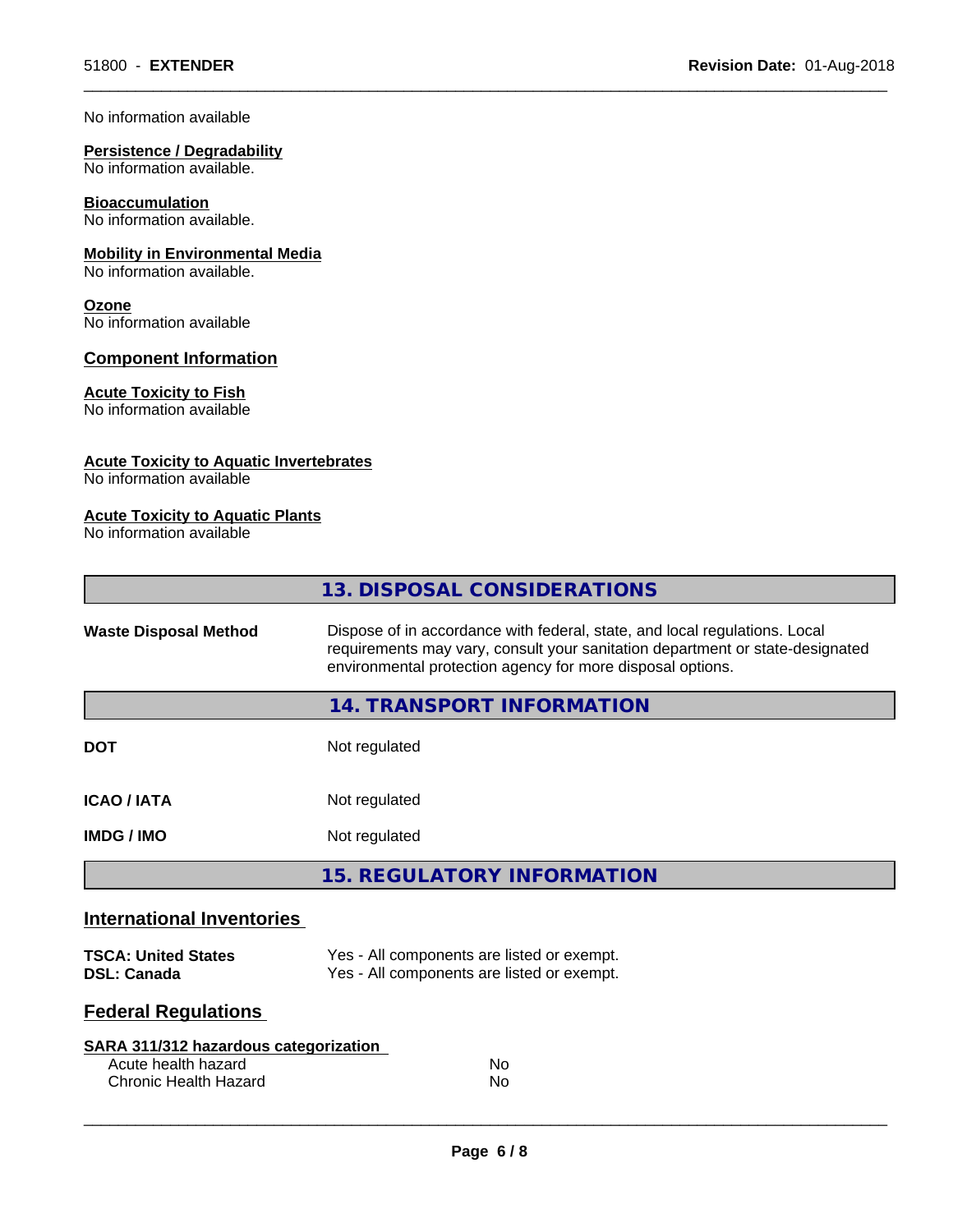No information available

**Persistence / Degradability**
No information available.

**Bioaccumulation**
No information available.

**Mobility in Environmental Media**
No information available.

**Ozone**
No information available

### Component Information

**Acute Toxicity to Fish**
No information available

**Acute Toxicity to Aquatic Invertebrates**
No information available

**Acute Toxicity to Aquatic Plants**
No information available

## 13. DISPOSAL CONSIDERATIONS

| | |
|---|---|
| **Waste Disposal Method** | Dispose of in accordance with federal, state, and local regulations. Local requirements may vary, consult your sanitation department or state-designated environmental protection agency for more disposal options. |

## 14. TRANSPORT INFORMATION

| | |
|---|---|
| **DOT** | Not regulated |
| **ICAO / IATA** | Not regulated |
| **IMDG / IMO** | Not regulated |

## 15. REGULATORY INFORMATION

### International Inventories

| | |
|---|---|
| **TSCA: United States** | Yes - All components are listed or exempt. |
| **DSL: Canada** | Yes - All components are listed or exempt. |

### Federal Regulations

**SARA 311/312 hazardous categorization**

| | |
|---|---|
| Acute health hazard | No |
| Chronic Health Hazard | No |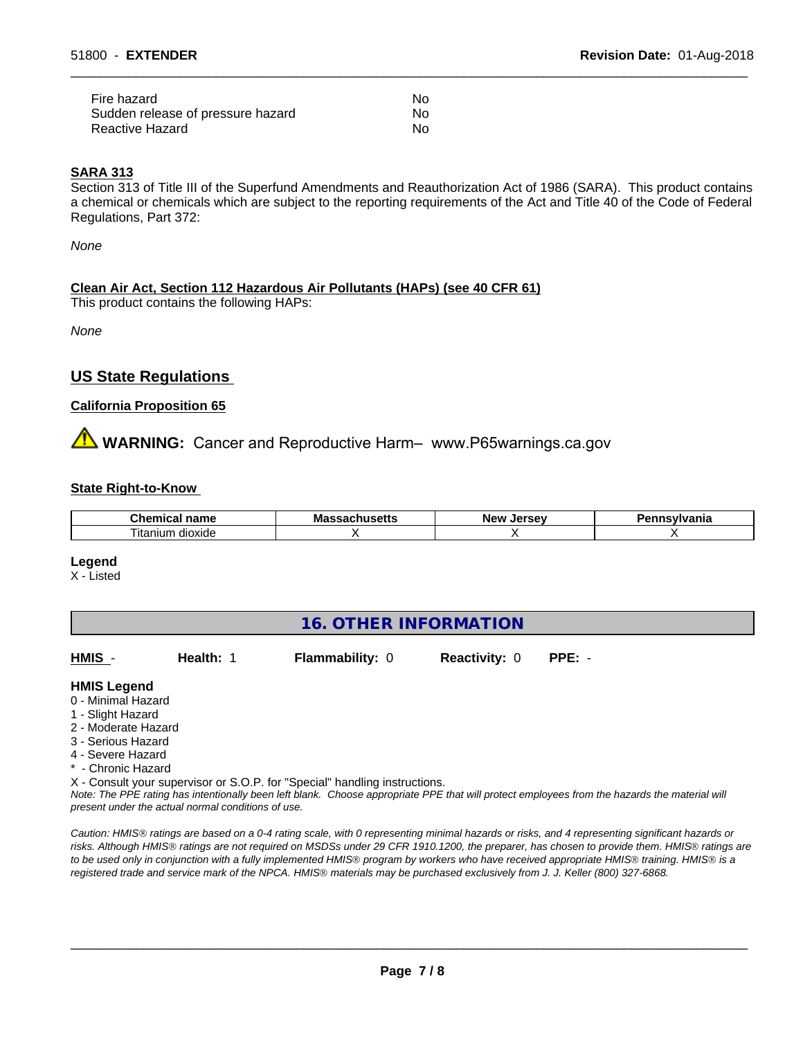| | |
|---|---|
| Fire hazard | No |
| Sudden release of pressure hazard | No |
| Reactive Hazard | No |

**SARA 313**

Section 313 of Title III of the Superfund Amendments and Reauthorization Act of 1986 (SARA). This product contains a chemical or chemicals which are subject to the reporting requirements of the Act and Title 40 of the Code of Federal Regulations, Part 372:

*None*

**Clean Air Act, Section 112 Hazardous Air Pollutants (HAPs) (see 40 CFR 61)**

This product contains the following HAPs:

*None*

## US State Regulations

**California Proposition 65**

⚠ **WARNING:** Cancer and Reproductive Harm– www.P65warnings.ca.gov

**State Right-to-Know**

| Chemical name | Massachusetts | New Jersey | Pennsylvania |
|---|---|---|---|
| Titanium dioxide | X | X | X |

**Legend**

X - Listed

## 16. OTHER INFORMATION

| **HMIS** - | **Health:** 1 | **Flammability:** 0 | **Reactivity:** 0 | **PPE:** - |
|---|---|---|---|---|

**HMIS Legend**

0 - Minimal Hazard
1 - Slight Hazard
2 - Moderate Hazard
3 - Serious Hazard
4 - Severe Hazard
* - Chronic Hazard
X - Consult your supervisor or S.O.P. for "Special" handling instructions.

*Note: The PPE rating has intentionally been left blank. Choose appropriate PPE that will protect employees from the hazards the material will present under the actual normal conditions of use.*

*Caution: HMIS® ratings are based on a 0-4 rating scale, with 0 representing minimal hazards or risks, and 4 representing significant hazards or risks. Although HMIS® ratings are not required on MSDSs under 29 CFR 1910.1200, the preparer, has chosen to provide them. HMIS® ratings are to be used only in conjunction with a fully implemented HMIS® program by workers who have received appropriate HMIS® training. HMIS® is a registered trade and service mark of the NPCA. HMIS® materials may be purchased exclusively from J. J. Keller (800) 327-6868.*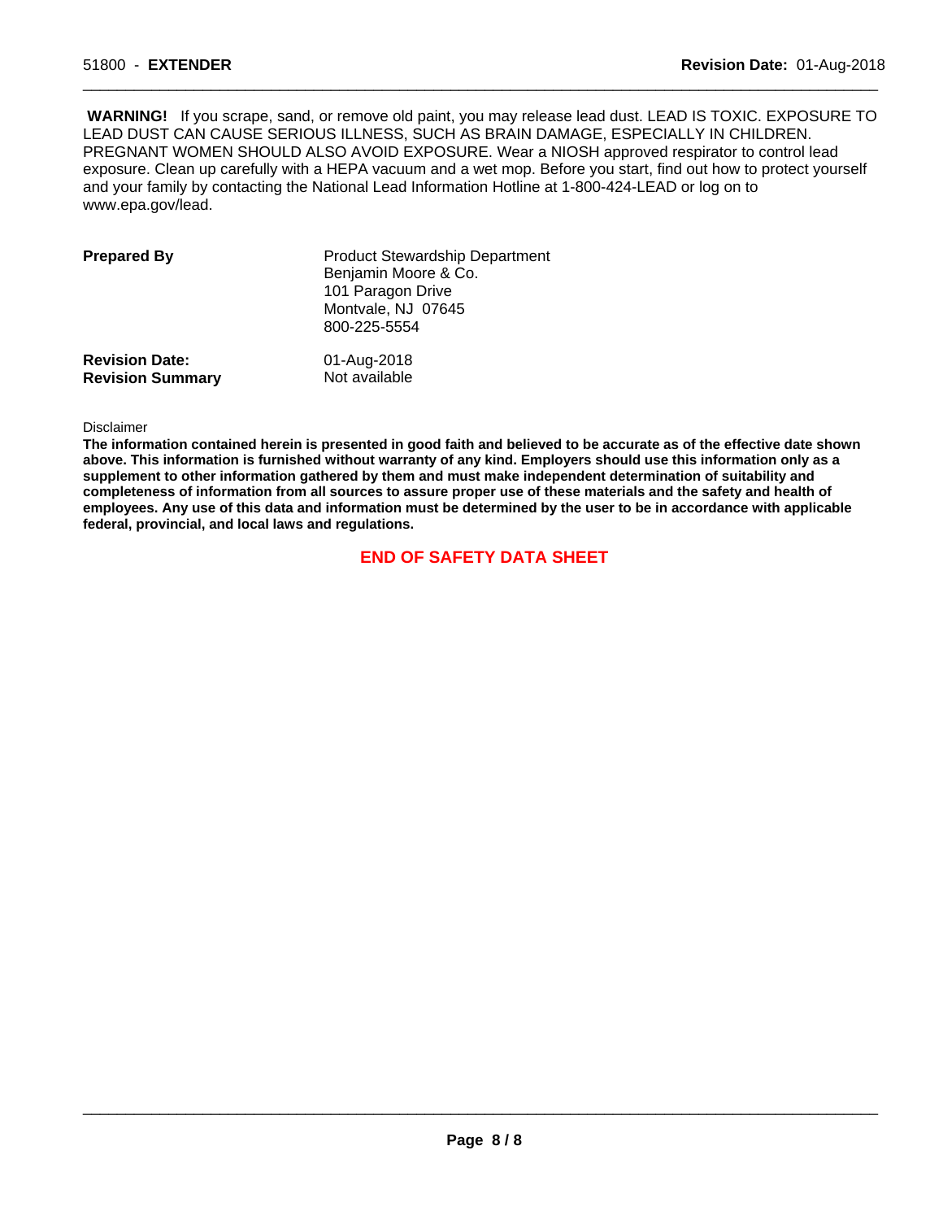**WARNING!** If you scrape, sand, or remove old paint, you may release lead dust. LEAD IS TOXIC. EXPOSURE TO LEAD DUST CAN CAUSE SERIOUS ILLNESS, SUCH AS BRAIN DAMAGE, ESPECIALLY IN CHILDREN. PREGNANT WOMEN SHOULD ALSO AVOID EXPOSURE. Wear a NIOSH approved respirator to control lead exposure. Clean up carefully with a HEPA vacuum and a wet mop. Before you start, find out how to protect yourself and your family by contacting the National Lead Information Hotline at 1-800-424-LEAD or log on to www.epa.gov/lead.

| | |
|---|---|
| **Prepared By** | Product Stewardship Department<br>Benjamin Moore & Co.<br>101 Paragon Drive<br>Montvale, NJ 07645<br>800-225-5554 |
| **Revision Date:** | 01-Aug-2018 |
| **Revision Summary** | Not available |

Disclaimer

**The information contained herein is presented in good faith and believed to be accurate as of the effective date shown above. This information is furnished without warranty of any kind. Employers should use this information only as a supplement to other information gathered by them and must make independent determination of suitability and completeness of information from all sources to assure proper use of these materials and the safety and health of employees. Any use of this data and information must be determined by the user to be in accordance with applicable federal, provincial, and local laws and regulations.**

**END OF SAFETY DATA SHEET**